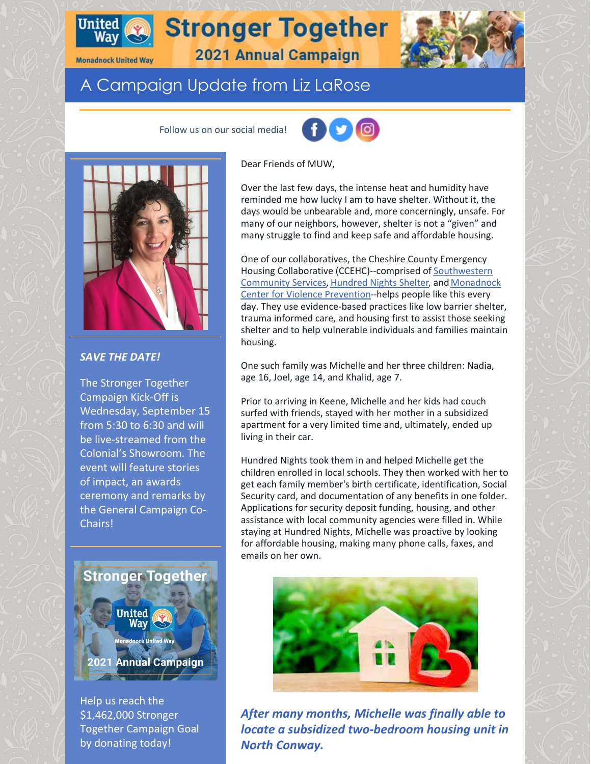# Stronger Together

## 2021 Annual Campaign

Monadnock United Way

## A Campaign Update from Liz LaRose

Follow us on our social media!

***SAVE THE DATE!***

The Stronger Together Campaign Kick-Off is Wednesday, September 15 from 5:30 to 6:30 and will be live-streamed from the Colonial's Showroom. The event will feature stories of impact, an awards ceremony and remarks by the General Campaign Co-Chairs!

Help us reach the $1,462,000 Stronger Together Campaign Goal by donating today!

Dear Friends of MUW,

Over the last few days, the intense heat and humidity have reminded me how lucky I am to have shelter. Without it, the days would be unbearable and, more concerningly, unsafe. For many of our neighbors, however, shelter is not a "given" and many struggle to find and keep safe and affordable housing.

One of our collaboratives, the Cheshire County Emergency Housing Collaborative (CCEHC)--comprised of Southwestern Community Services, Hundred Nights Shelter, and Monadnock Center for Violence Prevention--helps people like this every day. They use evidence-based practices like low barrier shelter, trauma informed care, and housing first to assist those seeking shelter and to help vulnerable individuals and families maintain housing.

One such family was Michelle and her three children: Nadia, age 16, Joel, age 14, and Khalid, age 7.

Prior to arriving in Keene, Michelle and her kids had couch surfed with friends, stayed with her mother in a subsidized apartment for a very limited time and, ultimately, ended up living in their car.

Hundred Nights took them in and helped Michelle get the children enrolled in local schools. They then worked with her to get each family member's birth certificate, identification, Social Security card, and documentation of any benefits in one folder. Applications for security deposit funding, housing, and other assistance with local community agencies were filled in. While staying at Hundred Nights, Michelle was proactive by looking for affordable housing, making many phone calls, faxes, and emails on her own.

***After many months, Michelle was finally able to locate a subsidized two-bedroom housing unit in North Conway.***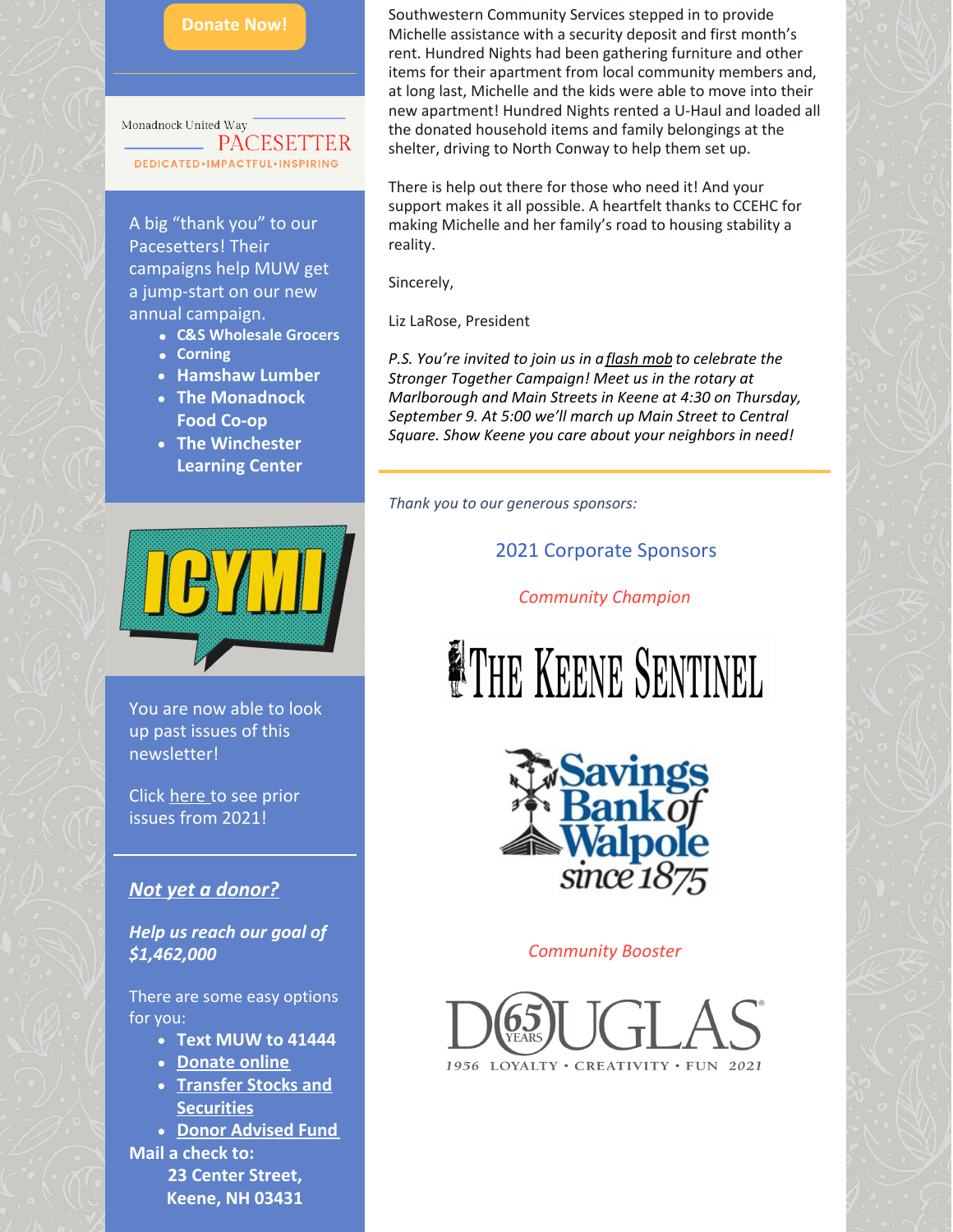Donate Now!

Monadnock United Way
PACESETTER
DEDICATED•IMPACTFUL•INSPIRING

A big "thank you" to our Pacesetters! Their campaigns help MUW get a jump-start on our new annual campaign.

- **C&S Wholesale Grocers**
- **Corning**
- **Hamshaw Lumber**
- **The Monadnock Food Co-op**
- **The Winchester Learning Center**

ICYMI

You are now able to look up past issues of this newsletter!

Click here to see prior issues from 2021!

***Not yet a donor?***

***Help us reach our goal of $1,462,000***

There are some easy options for you:

- **Text MUW to 41444**
- **Donate online**
- **Transfer Stocks and Securities**
- **Donor Advised Fund**

**Mail a check to:**
**23 Center Street,**
**Keene, NH 03431**

Southwestern Community Services stepped in to provide Michelle assistance with a security deposit and first month's rent. Hundred Nights had been gathering furniture and other items for their apartment from local community members and, at long last, Michelle and the kids were able to move into their new apartment! Hundred Nights rented a U-Haul and loaded all the donated household items and family belongings at the shelter, driving to North Conway to help them set up.

There is help out there for those who need it! And your support makes it all possible. A heartfelt thanks to CCEHC for making Michelle and her family's road to housing stability a reality.

Sincerely,

Liz LaRose, President

*P.S. You're invited to join us in a flash mob to celebrate the Stronger Together Campaign! Meet us in the rotary at Marlborough and Main Streets in Keene at 4:30 on Thursday, September 9. At 5:00 we'll march up Main Street to Central Square. Show Keene you care about your neighbors in need!*

---

*Thank you to our generous sponsors:*

2021 Corporate Sponsors

*Community Champion*

The Keene Sentinel

Savings Bank of Walpole since 1875

*Community Booster*

DOUGLAS 65 YEARS
1956 LOYALTY • CREATIVITY • FUN 2021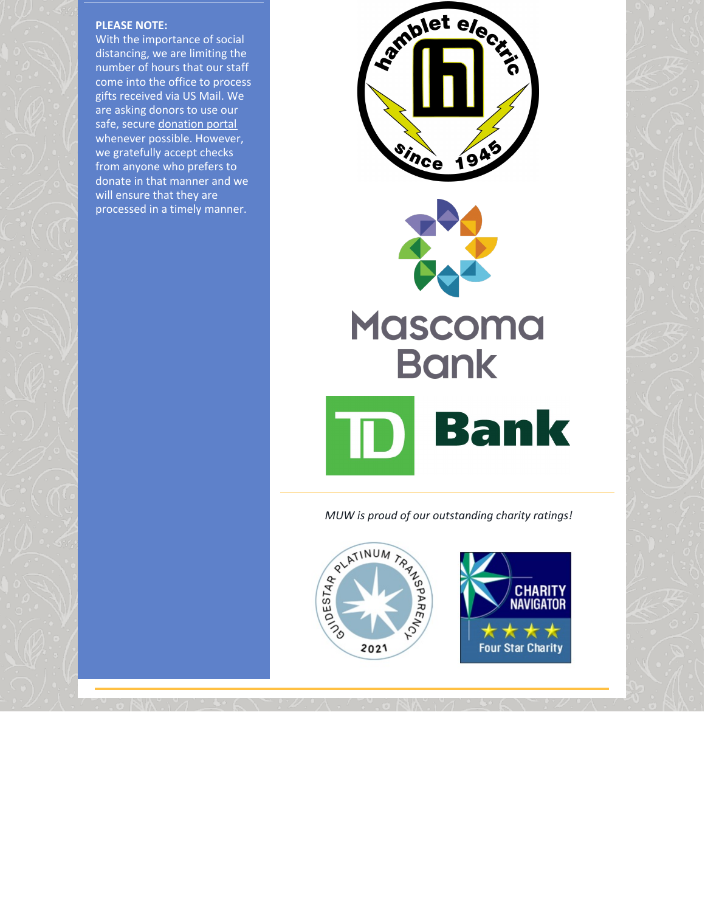**PLEASE NOTE:**
With the importance of social distancing, we are limiting the number of hours that our staff come into the office to process gifts received via US Mail. We are asking donors to use our safe, secure donation portal whenever possible. However, we gratefully accept checks from anyone who prefers to donate in that manner and we will ensure that they are processed in a timely manner.

*MUW is proud of our outstanding charity ratings!*